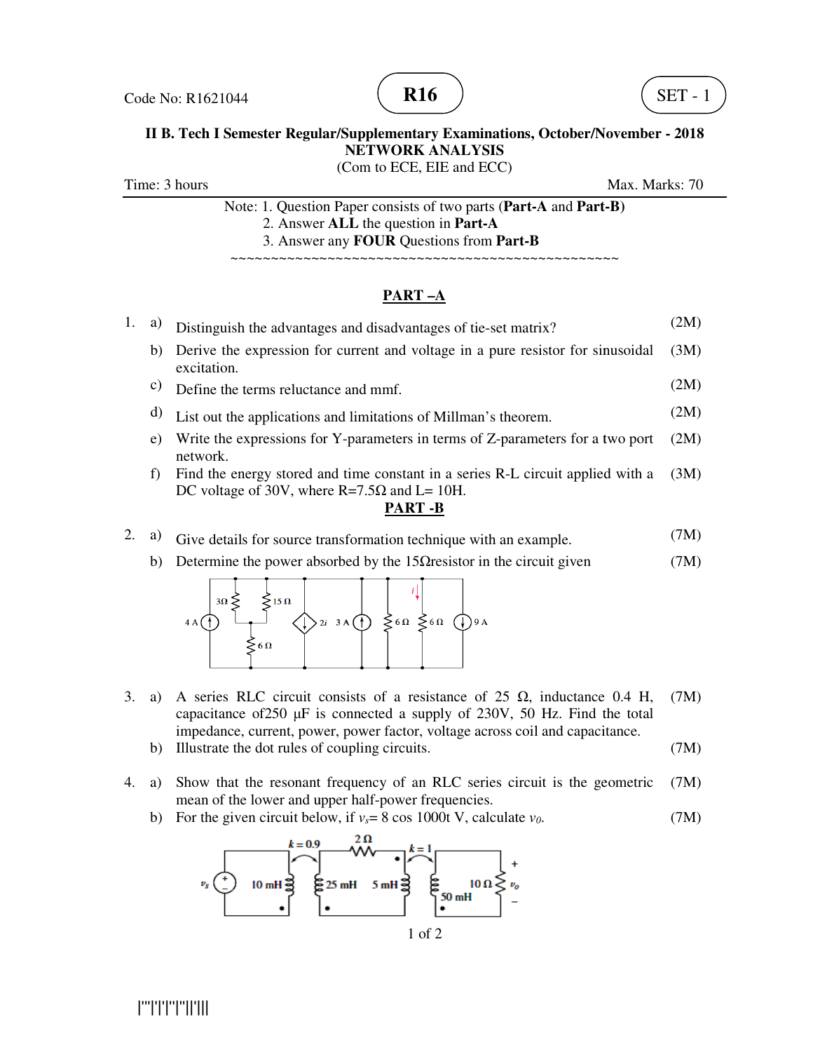Code No: R1621044

**R16**

SET - 1

**II B. Tech I Semester Regular/Supplementary Examinations, October/November - 2018**

**NETWORK ANALYSIS**

(Com to ECE, EIE and ECC)

Time: 3 hours | Max. Marks: 70

Note: 1. Question Paper consists of two parts (**Part-A** and **Part-B)**

2. Answer **ALL** the question in **Part-A**

3. Answer any **FOUR** Questions from **Part-B**

~~~~~~~~~~~~~~~~~~~~~~~~~~~~~~~~~~~~~~~~~~~~~~~~~

## PART –A

1. a) Distinguish the advantages and disadvantages of tie-set matrix? (2M)

   b) Derive the expression for current and voltage in a pure resistor for sinusoidal excitation. (3M)

   c) Define the terms reluctance and mmf. (2M)

   d) List out the applications and limitations of Millman's theorem. (2M)

   e) Write the expressions for Y-parameters in terms of Z-parameters for a two port network. (2M)

   f) Find the energy stored and time constant in a series R-L circuit applied with a DC voltage of 30V, where R=7.5Ω and L= 10H. (3M)

## PART -B

2. a) Give details for source transformation technique with an example. (7M)

   b) Determine the power absorbed by the 15Ωresistor in the circuit given (7M)

3. a) A series RLC circuit consists of a resistance of 25 Ω, inductance 0.4 H, capacitance of250 µF is connected a supply of 230V, 50 Hz. Find the total impedance, current, power, power factor, voltage across coil and capacitance. (7M)

   b) Illustrate the dot rules of coupling circuits. (7M)

4. a) Show that the resonant frequency of an RLC series circuit is the geometric mean of the lower and upper half-power frequencies. (7M)

   b) For the given circuit below, if $v_s$= 8 cos 1000t V, calculate $v_0$. (7M)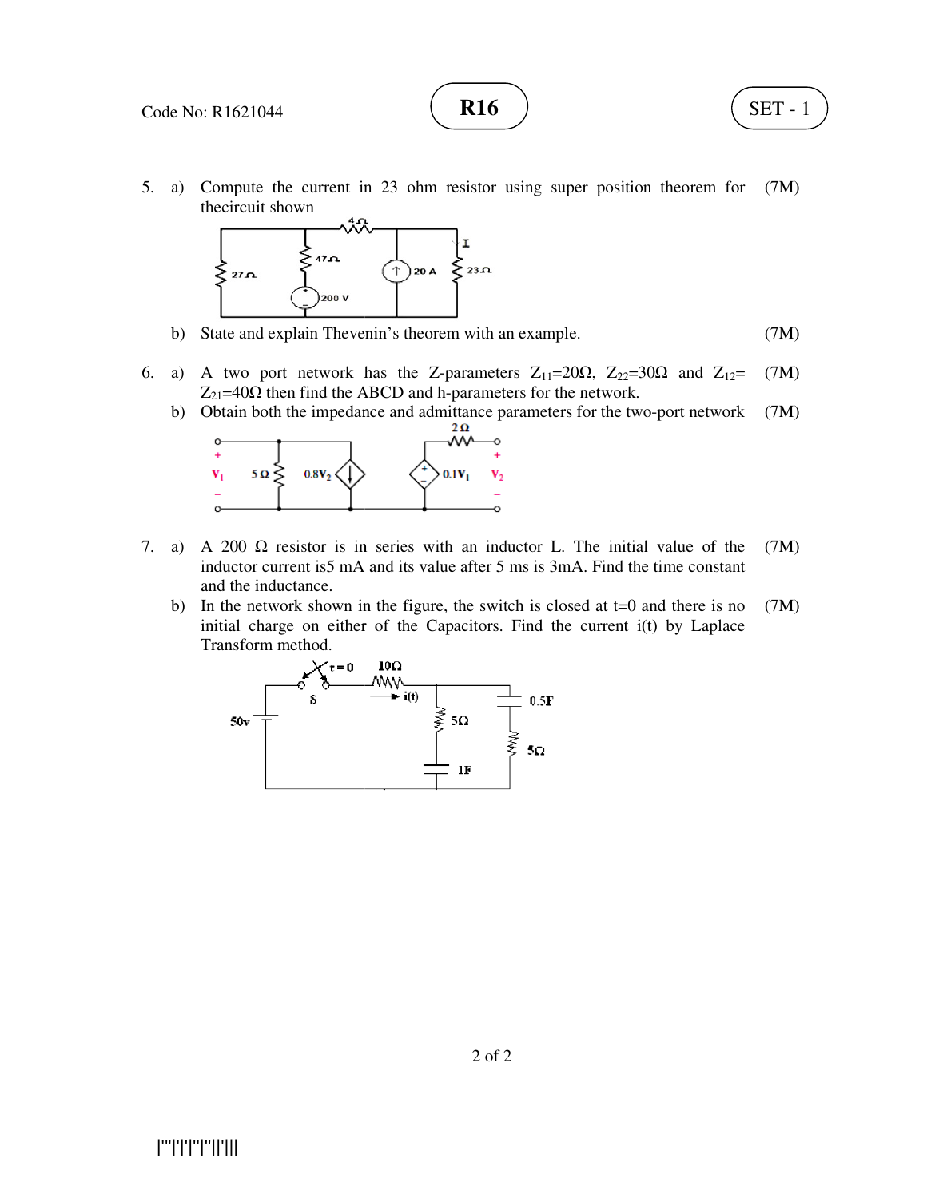5. a) Compute the current in 23 ohm resistor using super position theorem for thecircuit shown (7M)

b) State and explain Thevenin's theorem with an example. (7M)

6. a) A two port network has the Z-parameters $Z_{11}$=20Ω, $Z_{22}$=30Ω and $Z_{12}$= $Z_{21}$=40Ω then find the ABCD and h-parameters for the network. (7M)

b) Obtain both the impedance and admittance parameters for the two-port network (7M)

7. a) A 200 Ω resistor is in series with an inductor L. The initial value of the inductor current is5 mA and its value after 5 ms is 3mA. Find the time constant and the inductance. (7M)

b) In the network shown in the figure, the switch is closed at t=0 and there is no initial charge on either of the Capacitors. Find the current i(t) by Laplace Transform method. (7M)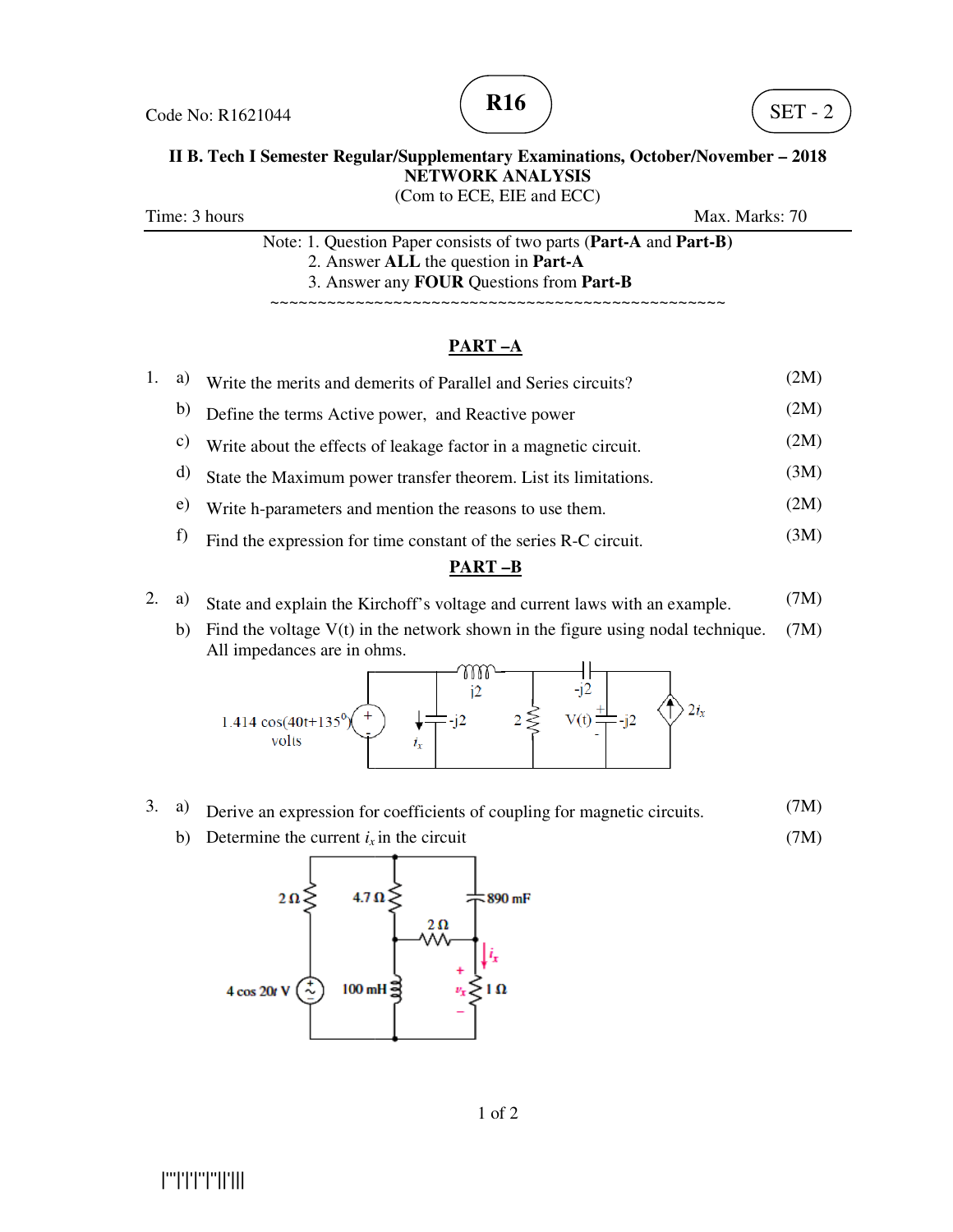Code No: R1621044

**R16**

SET - 2

**II B. Tech I Semester Regular/Supplementary Examinations, October/November – 2018**
**NETWORK ANALYSIS**
(Com to ECE, EIE and ECC)

Time: 3 hours Max. Marks: 70

Note: 1. Question Paper consists of two parts (**Part-A** and **Part-B)**
2. Answer **ALL** the question in **Part-A**
3. Answer any **FOUR** Questions from **Part-B**

~~~~~~~~~~~~~~~~~~~~~~~~~~~~~~~~~~~~~~~~~~~~~~~~~~~~~~

## PART –A

1. a) Write the merits and demerits of Parallel and Series circuits? (2M)

   b) Define the terms Active power, and Reactive power (2M)

   c) Write about the effects of leakage factor in a magnetic circuit. (2M)

   d) State the Maximum power transfer theorem. List its limitations. (3M)

   e) Write h-parameters and mention the reasons to use them. (2M)

   f) Find the expression for time constant of the series R-C circuit. (3M)

## PART –B

2. a) State and explain the Kirchoff's voltage and current laws with an example. (7M)

   b) Find the voltage V(t) in the network shown in the figure using nodal technique. All impedances are in ohms. (7M)

1.414 cos(40t+135°) volts
j2
-j2
$i_x$
-j2
2
V(t)
-j2
$2i_x$

3. a) Derive an expression for coefficients of coupling for magnetic circuits. (7M)

   b) Determine the current $i_x$ in the circuit (7M)

2 Ω
4.7 Ω
890 mF
2 Ω
$i_x$
4 cos 20t V
100 mH
$v_x$
1 Ω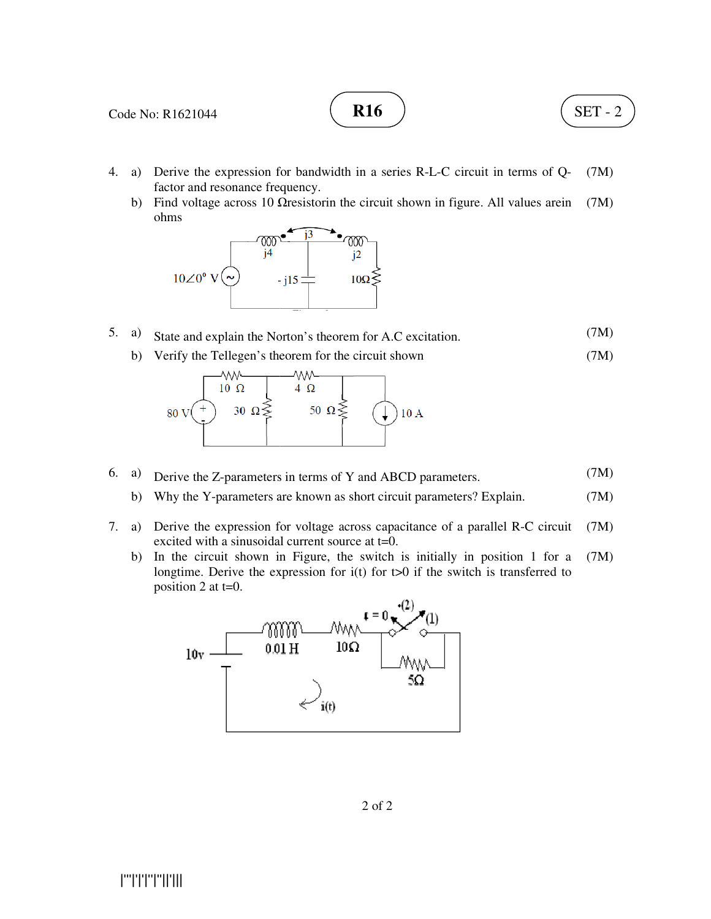Code No: R1621044

**R16**

SET - 2

4. a) Derive the expression for bandwidth in a series R-L-C circuit in terms of Q-factor and resonance frequency. (7M)

   b) Find voltage across 10 Ωresistorin the circuit shown in figure. All values arein ohms (7M)

   j3
   j4
   j2
   $10\angle 0^{\circ}$ V
   - j15
   10Ω

5. a) State and explain the Norton's theorem for A.C excitation. (7M)

   b) Verify the Tellegen's theorem for the circuit shown (7M)

   10 Ω
   4 Ω
   80 V
   30 Ω
   50 Ω
   10 A

6. a) Derive the Z-parameters in terms of Y and ABCD parameters. (7M)

   b) Why the Y-parameters are known as short circuit parameters? Explain. (7M)

7. a) Derive the expression for voltage across capacitance of a parallel R-C circuit excited with a sinusoidal current source at t=0. (7M)

   b) In the circuit shown in Figure, the switch is initially in position 1 for a longtime. Derive the expression for i(t) for t>0 if the switch is transferred to position 2 at t=0. (7M)

   t = 0
   (2)
   (1)
   10v
   0.01 H
   10Ω
   5Ω
   i(t)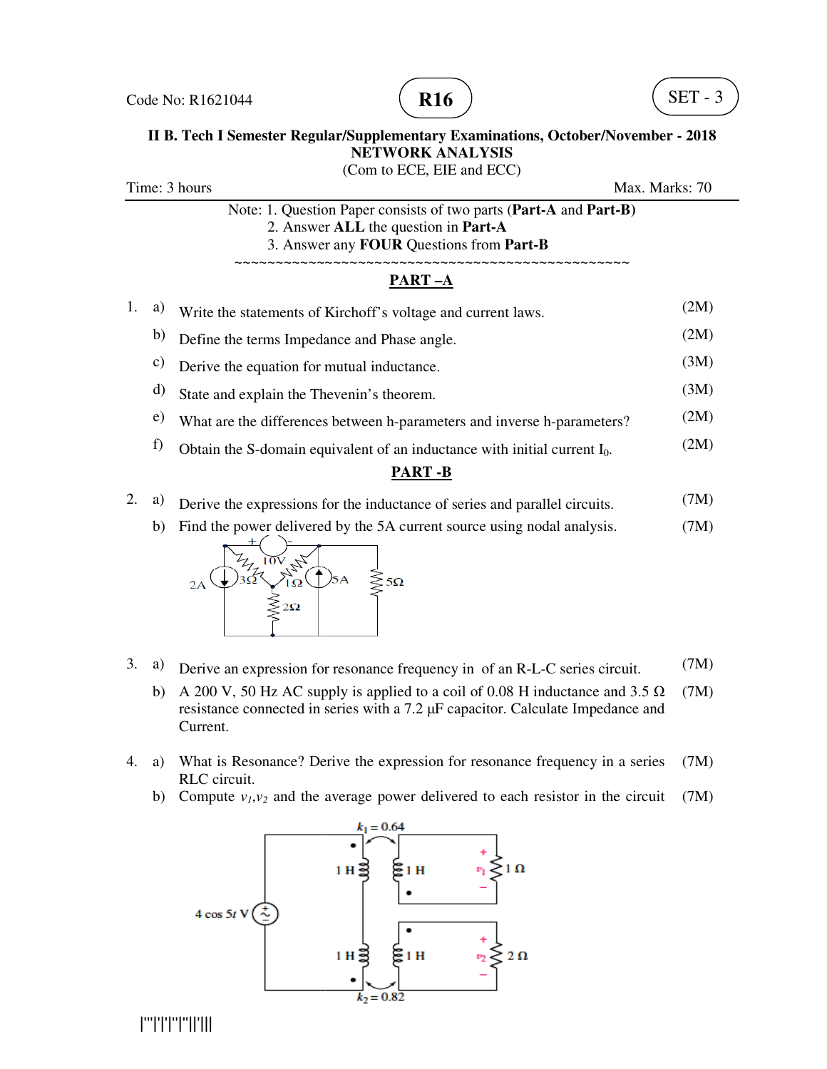Code No: R1621044

**R16**

SET - 3

**II B. Tech I Semester Regular/Supplementary Examinations, October/November - 2018**
**NETWORK ANALYSIS**
(Com to ECE, EIE and ECC)

Time: 3 hours | Max. Marks: 70

Note: 1. Question Paper consists of two parts (**Part-A** and **Part-B)**
2. Answer **ALL** the question in **Part-A**
3. Answer any **FOUR** Questions from **Part-B**

~~~~~~~~~~~~~~~~~~~~~~~~~~~~~~~~~~~~~~~~~~~~~~~~~~~~

## PART –A

1. a) Write the statements of Kirchoff's voltage and current laws. (2M)
   b) Define the terms Impedance and Phase angle. (2M)
   c) Derive the equation for mutual inductance. (3M)
   d) State and explain the Thevenin's theorem. (3M)
   e) What are the differences between h-parameters and inverse h-parameters? (2M)
   f) Obtain the S-domain equivalent of an inductance with initial current $I_0$. (2M)

## PART -B

2. a) Derive the expressions for the inductance of series and parallel circuits. (7M)
   b) Find the power delivered by the 5A current source using nodal analysis. (7M)

10V
2A
3Ω
1Ω
5A
5Ω
2Ω

3. a) Derive an expression for resonance frequency in of an R-L-C series circuit. (7M)
   b) A 200 V, 50 Hz AC supply is applied to a coil of 0.08 H inductance and 3.5 Ω resistance connected in series with a 7.2 μF capacitor. Calculate Impedance and Current. (7M)

4. a) What is Resonance? Derive the expression for resonance frequency in a series RLC circuit. (7M)
   b) Compute $v_1$,$v_2$ and the average power delivered to each resistor in the circuit (7M)

$k_1 = 0.64$
1 H
1 H
$v_1$
1 Ω
4 cos 5t V
1 H
1 H
$v_2$
2 Ω
$k_2 = 0.82$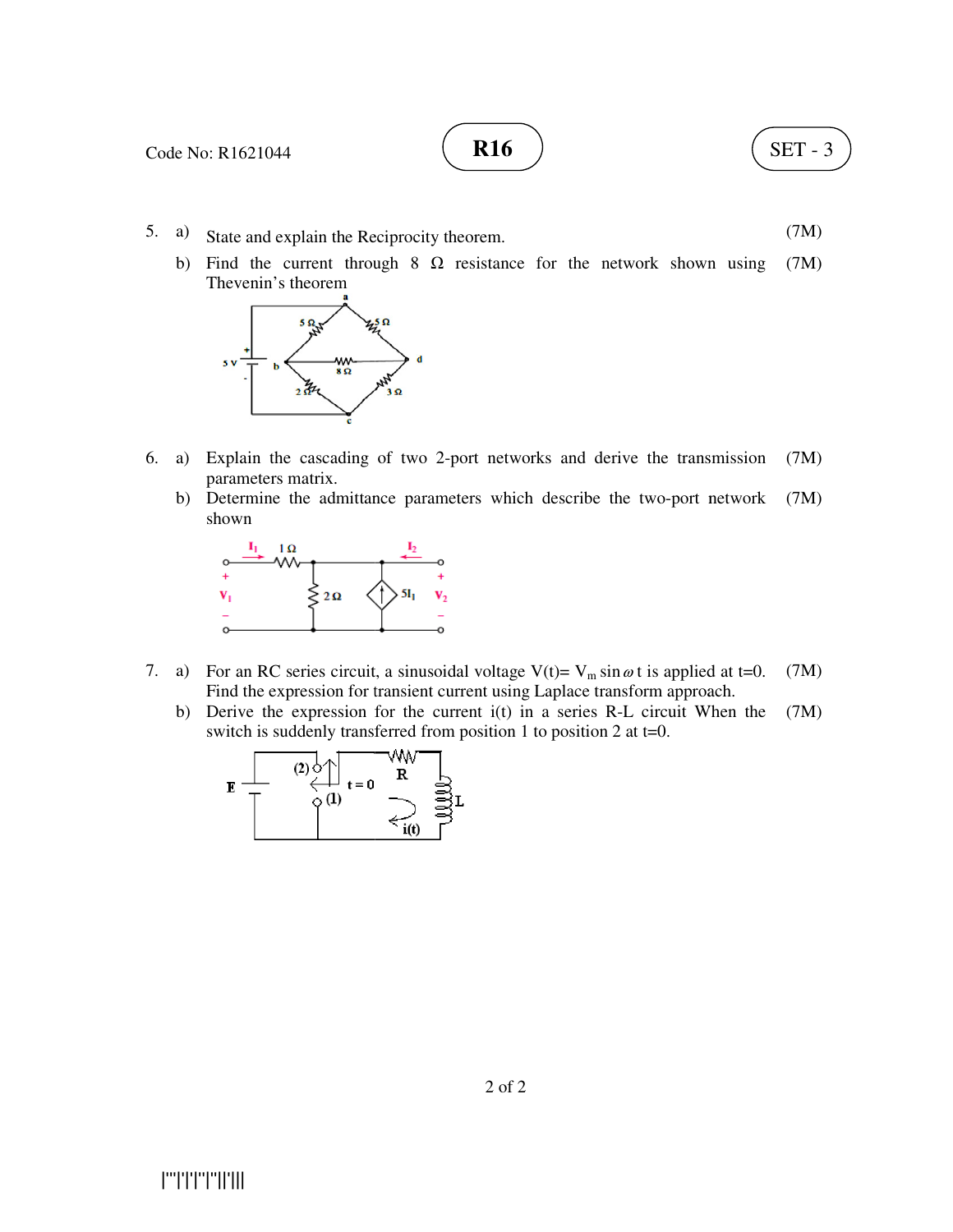Code No: R1621044 | R16 | SET - 3

5\. a) State and explain the Reciprocity theorem. (7M)

b) Find the current through 8 Ω resistance for the network shown using Thevenin's theorem (7M)

6\. a) Explain the cascading of two 2-port networks and derive the transmission parameters matrix. (7M)

b) Determine the admittance parameters which describe the two-port network shown (7M)

7\. a) For an RC series circuit, a sinusoidal voltage $V(t) = V_m \sin \omega t$ is applied at t=0. Find the expression for transient current using Laplace transform approach. (7M)

b) Derive the expression for the current i(t) in a series R-L circuit When the switch is suddenly transferred from position 1 to position 2 at t=0. (7M)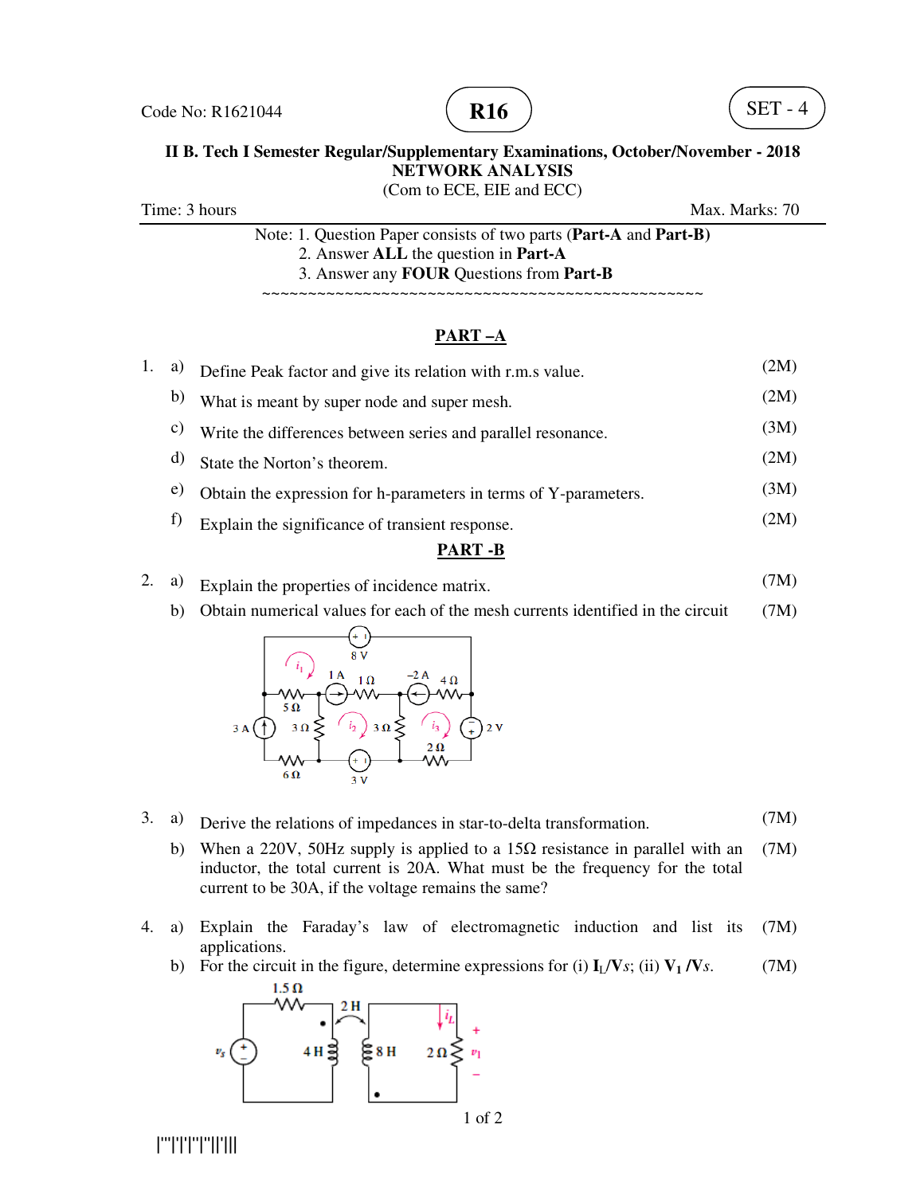Code No: R1621044

**R16**

SET - 4

**II B. Tech I Semester Regular/Supplementary Examinations, October/November - 2018**
**NETWORK ANALYSIS**
(Com to ECE, EIE and ECC)

Time: 3 hours | Max. Marks: 70

Note: 1. Question Paper consists of two parts (**Part-A** and **Part-B)**
2. Answer **ALL** the question in **Part-A**
3. Answer any **FOUR** Questions from **Part-B**

~~~~~~~~~~~~~~~~~~~~~~~~~~~~~~~~~~~~~~~~~~~~~~~~~~

## PART –A

1. a) Define Peak factor and give its relation with r.m.s value. (2M)

   b) What is meant by super node and super mesh. (2M)

   c) Write the differences between series and parallel resonance. (3M)

   d) State the Norton's theorem. (2M)

   e) Obtain the expression for h-parameters in terms of Y-parameters. (3M)

   f) Explain the significance of transient response. (2M)

## PART -B

2. a) Explain the properties of incidence matrix. (7M)

   b) Obtain numerical values for each of the mesh currents identified in the circuit (7M)

8 V
$i_1$
1 A
1 Ω
−2 A
4 Ω
5 Ω
3 A
3 Ω
$i_2$
3 Ω
$i_3$
2 V
2 Ω
6 Ω
3 V

3. a) Derive the relations of impedances in star-to-delta transformation. (7M)

   b) When a 220V, 50Hz supply is applied to a 15Ω resistance in parallel with an inductor, the total current is 20A. What must be the frequency for the total current to be 30A, if the voltage remains the same? (7M)

4. a) Explain the Faraday's law of electromagnetic induction and list its applications. (7M)

   b) For the circuit in the figure, determine expressions for (i) $\mathbf{I}_L/\mathbf{V}s$; (ii) $\mathbf{V}_1/\mathbf{V}s$. (7M)

1.5 Ω
2 H
$v_s$
4 H
8 H
2 Ω
$i_L$
+
$v_1$
−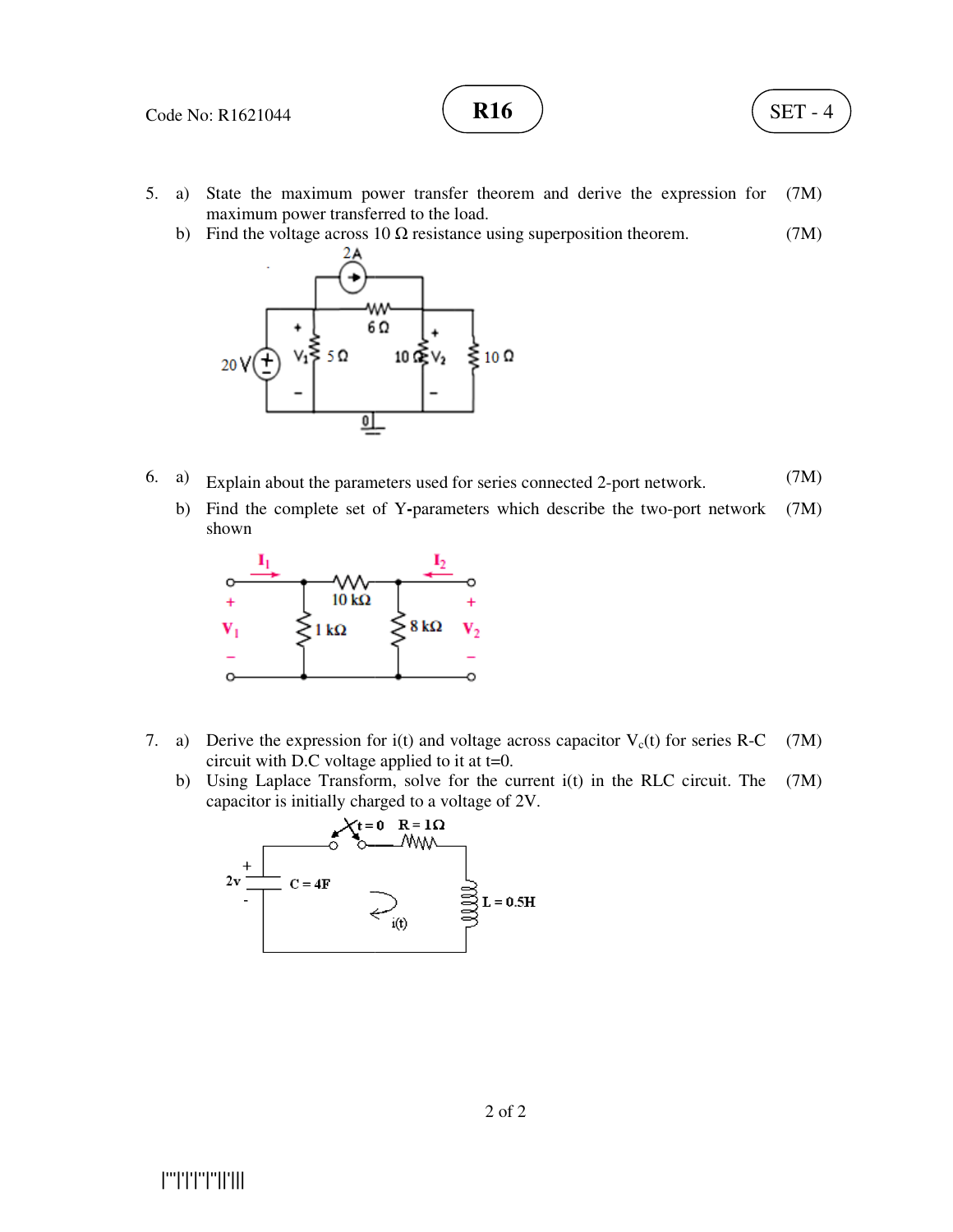Code No: R1621044 **R16** SET - 4

5. a) State the maximum power transfer theorem and derive the expression for maximum power transferred to the load. (7M)

   b) Find the voltage across 10 Ω resistance using superposition theorem. (7M)

2A

6 Ω

20 V

$V_1$ 5 Ω

10 Ω $V_2$

10 Ω

0

6. a) Explain about the parameters used for series connected 2-port network. (7M)

   b) Find the complete set of Y-parameters which describe the two-port network shown (7M)

$I_1$ $I_2$

10 kΩ

$V_1$ 1 kΩ 8 kΩ $V_2$

7. a) Derive the expression for i(t) and voltage across capacitor $V_c(t)$ for series R-C circuit with D.C voltage applied to it at t=0. (7M)

   b) Using Laplace Transform, solve for the current i(t) in the RLC circuit. The capacitor is initially charged to a voltage of 2V. (7M)

t = 0 R = 1Ω

2v C = 4F

i(t)

L = 0.5H